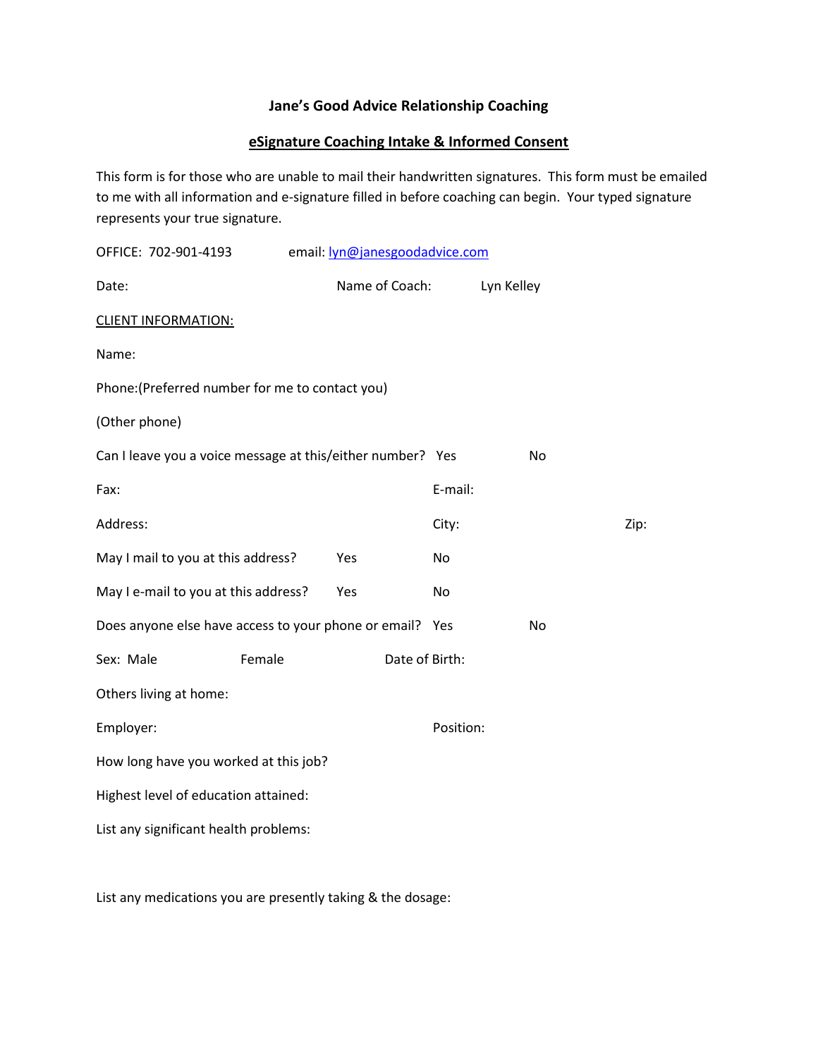# Jane's Good Advice Relationship Coaching

## eSignature Coaching Intake & Informed Consent

This form is for those who are unable to mail their handwritten signatures. This form must be emailed to me with all information and e-signature filled in before coaching can begin. Your typed signature represents your true signature.

OFFICE: 702-901-4193 email: lyn@janesgoodadvice.com

Date: Name of Coach: Lyn Kelley

CLIENT INFORMATION:

Name:

Phone:(Preferred number for me to contact you)

(Other phone)

Can I leave you a voice message at this/either number? Yes No

Fax: E-mail:

Address: City: Zip:

May I mail to you at this address? Yes No

May I e-mail to you at this address? Yes No

Does anyone else have access to your phone or email? Yes No

Sex: Male Female Date of Birth:

Others living at home:

Employer: Position:

How long have you worked at this job?

Highest level of education attained:

List any significant health problems:

List any medications you are presently taking & the dosage: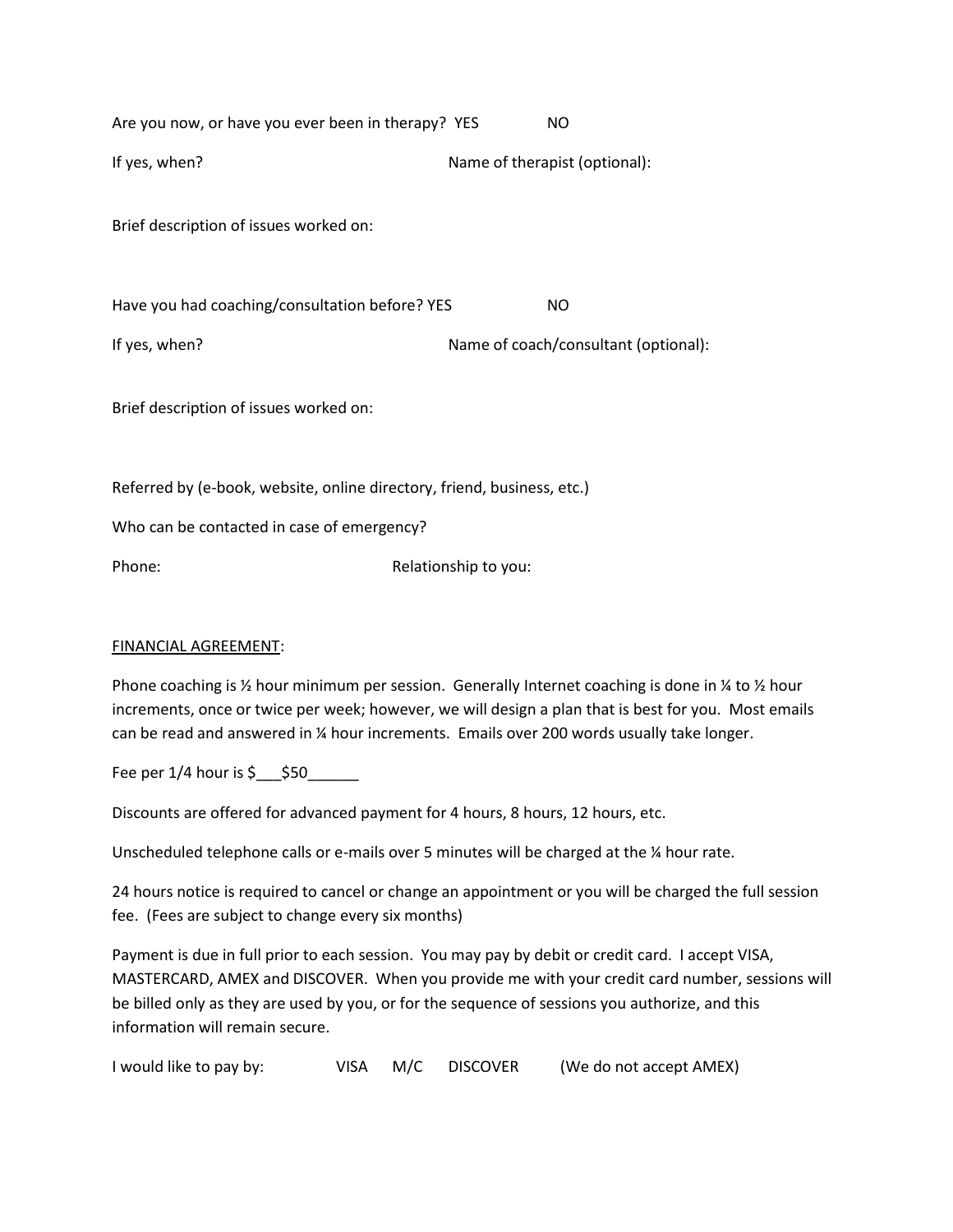Are you now, or have you ever been in therapy? YES NO

If yes, when? Name of therapist (optional):

Brief description of issues worked on:

Have you had coaching/consultation before? YES NO

If yes, when? Name of coach/consultant (optional):

Brief description of issues worked on:

Referred by (e-book, website, online directory, friend, business, etc.)

Who can be contacted in case of emergency?

Phone: Relationship to you:

<u>FINANCIAL AGREEMENT</u>:

Phone coaching is ½ hour minimum per session. Generally Internet coaching is done in ¼ to ½ hour increments, once or twice per week; however, we will design a plan that is best for you. Most emails can be read and answered in ¼ hour increments. Emails over 200 words usually take longer.

Fee per 1/4 hour is $___$50______

Discounts are offered for advanced payment for 4 hours, 8 hours, 12 hours, etc.

Unscheduled telephone calls or e-mails over 5 minutes will be charged at the ¼ hour rate.

24 hours notice is required to cancel or change an appointment or you will be charged the full session fee. (Fees are subject to change every six months)

Payment is due in full prior to each session. You may pay by debit or credit card. I accept VISA, MASTERCARD, AMEX and DISCOVER. When you provide me with your credit card number, sessions will be billed only as they are used by you, or for the sequence of sessions you authorize, and this information will remain secure.

I would like to pay by: VISA M/C DISCOVER (We do not accept AMEX)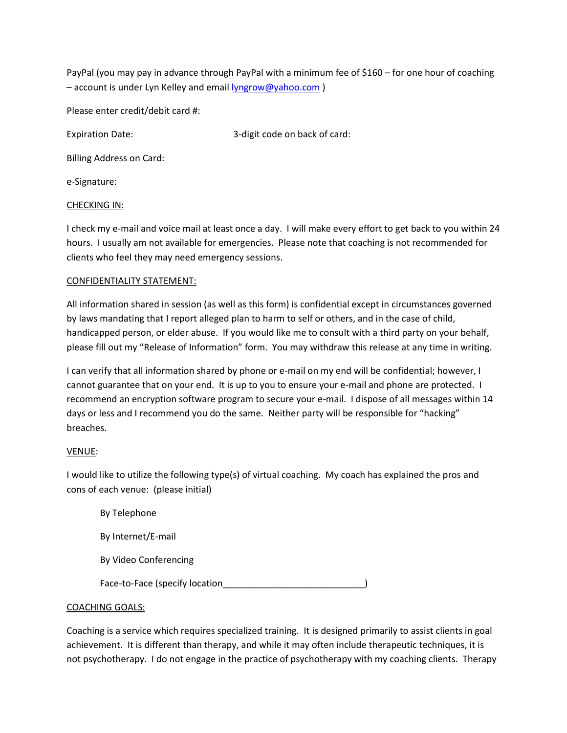PayPal (you may pay in advance through PayPal with a minimum fee of $160 – for one hour of coaching – account is under Lyn Kelley and email [lyngrow@yahoo.com](mailto:lyngrow@yahoo.com) )

Please enter credit/debit card #:

Expiration Date: 3-digit code on back of card:

Billing Address on Card:

e-Signature:

<u>CHECKING IN:</u>

I check my e-mail and voice mail at least once a day. I will make every effort to get back to you within 24 hours. I usually am not available for emergencies. Please note that coaching is not recommended for clients who feel they may need emergency sessions.

<u>CONFIDENTIALITY STATEMENT:</u>

All information shared in session (as well as this form) is confidential except in circumstances governed by laws mandating that I report alleged plan to harm to self or others, and in the case of child, handicapped person, or elder abuse. If you would like me to consult with a third party on your behalf, please fill out my "Release of Information" form. You may withdraw this release at any time in writing.

I can verify that all information shared by phone or e-mail on my end will be confidential; however, I cannot guarantee that on your end. It is up to you to ensure your e-mail and phone are protected. I recommend an encryption software program to secure your e-mail. I dispose of all messages within 14 days or less and I recommend you do the same. Neither party will be responsible for "hacking" breaches.

<u>VENUE</u>:

I would like to utilize the following type(s) of virtual coaching. My coach has explained the pros and cons of each venue: (please initial)

By Telephone

By Internet/E-mail

By Video Conferencing

Face-to-Face (specify location\_\_\_\_\_\_\_\_\_\_\_\_\_\_\_\_\_\_\_\_\_\_\_\_\_\_\_\_)

<u>COACHING GOALS:</u>

Coaching is a service which requires specialized training. It is designed primarily to assist clients in goal achievement. It is different than therapy, and while it may often include therapeutic techniques, it is not psychotherapy. I do not engage in the practice of psychotherapy with my coaching clients. Therapy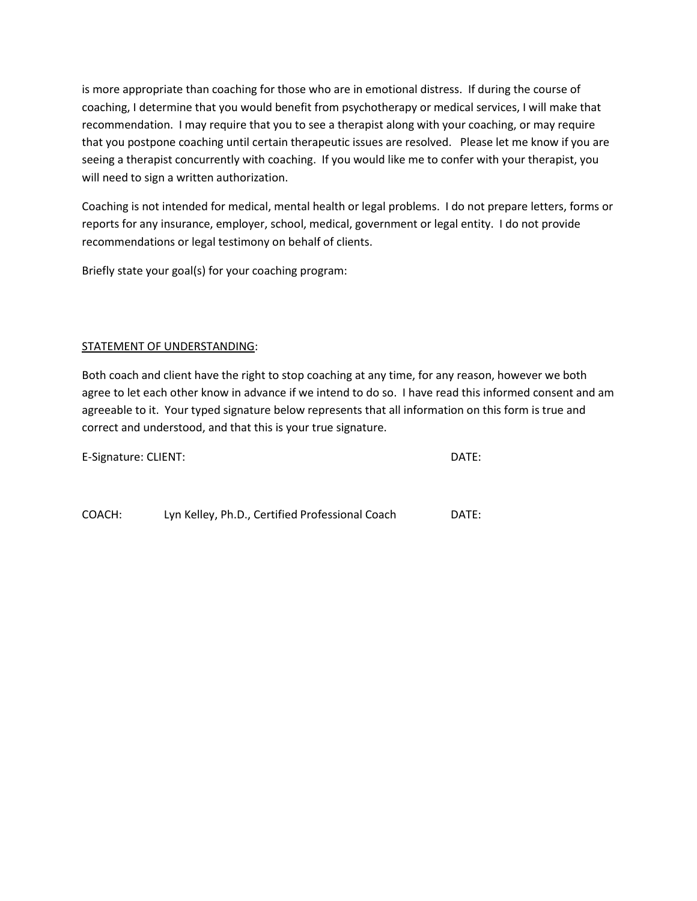is more appropriate than coaching for those who are in emotional distress. If during the course of coaching, I determine that you would benefit from psychotherapy or medical services, I will make that recommendation. I may require that you to see a therapist along with your coaching, or may require that you postpone coaching until certain therapeutic issues are resolved. Please let me know if you are seeing a therapist concurrently with coaching. If you would like me to confer with your therapist, you will need to sign a written authorization.

Coaching is not intended for medical, mental health or legal problems. I do not prepare letters, forms or reports for any insurance, employer, school, medical, government or legal entity. I do not provide recommendations or legal testimony on behalf of clients.

Briefly state your goal(s) for your coaching program:

<u>STATEMENT OF UNDERSTANDING</u>:

Both coach and client have the right to stop coaching at any time, for any reason, however we both agree to let each other know in advance if we intend to do so. I have read this informed consent and am agreeable to it. Your typed signature below represents that all information on this form is true and correct and understood, and that this is your true signature.

E-Signature: CLIENT: DATE:

COACH: Lyn Kelley, Ph.D., Certified Professional Coach DATE: